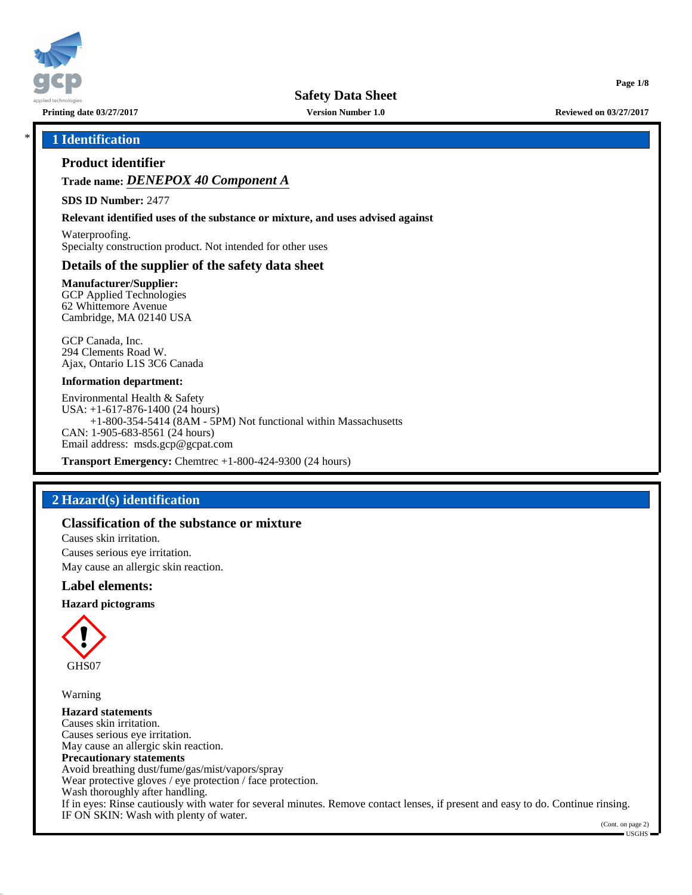# Safety Data Sheet

Printing date 03/27/2017 | Version Number 1.0 | Reviewed on 03/27/2017

## 1 Identification

### Product identifier

**Trade name:** ***DENEPOX 40 Component A***

**SDS ID Number:** 2477

**Relevant identified uses of the substance or mixture, and uses advised against**

Waterproofing.
Specialty construction product. Not intended for other uses

### Details of the supplier of the safety data sheet

**Manufacturer/Supplier:**
GCP Applied Technologies
62 Whittemore Avenue
Cambridge, MA 02140 USA

GCP Canada, Inc.
294 Clements Road W.
Ajax, Ontario L1S 3C6 Canada

**Information department:**

Environmental Health & Safety
USA: +1-617-876-1400 (24 hours)
+1-800-354-5414 (8AM - 5PM) Not functional within Massachusetts
CAN: 1-905-683-8561 (24 hours)
Email address: msds.gcp@gcpat.com

**Transport Emergency:** Chemtrec +1-800-424-9300 (24 hours)

## 2 Hazard(s) identification

### Classification of the substance or mixture

Causes skin irritation.
Causes serious eye irritation.
May cause an allergic skin reaction.

### Label elements:

**Hazard pictograms**

GHS07

Warning

**Hazard statements**
Causes skin irritation.
Causes serious eye irritation.
May cause an allergic skin reaction.

**Precautionary statements**
Avoid breathing dust/fume/gas/mist/vapors/spray
Wear protective gloves / eye protection / face protection.
Wash thoroughly after handling.
If in eyes: Rinse cautiously with water for several minutes. Remove contact lenses, if present and easy to do. Continue rinsing.
IF ON SKIN: Wash with plenty of water.

(Cont. on page 2)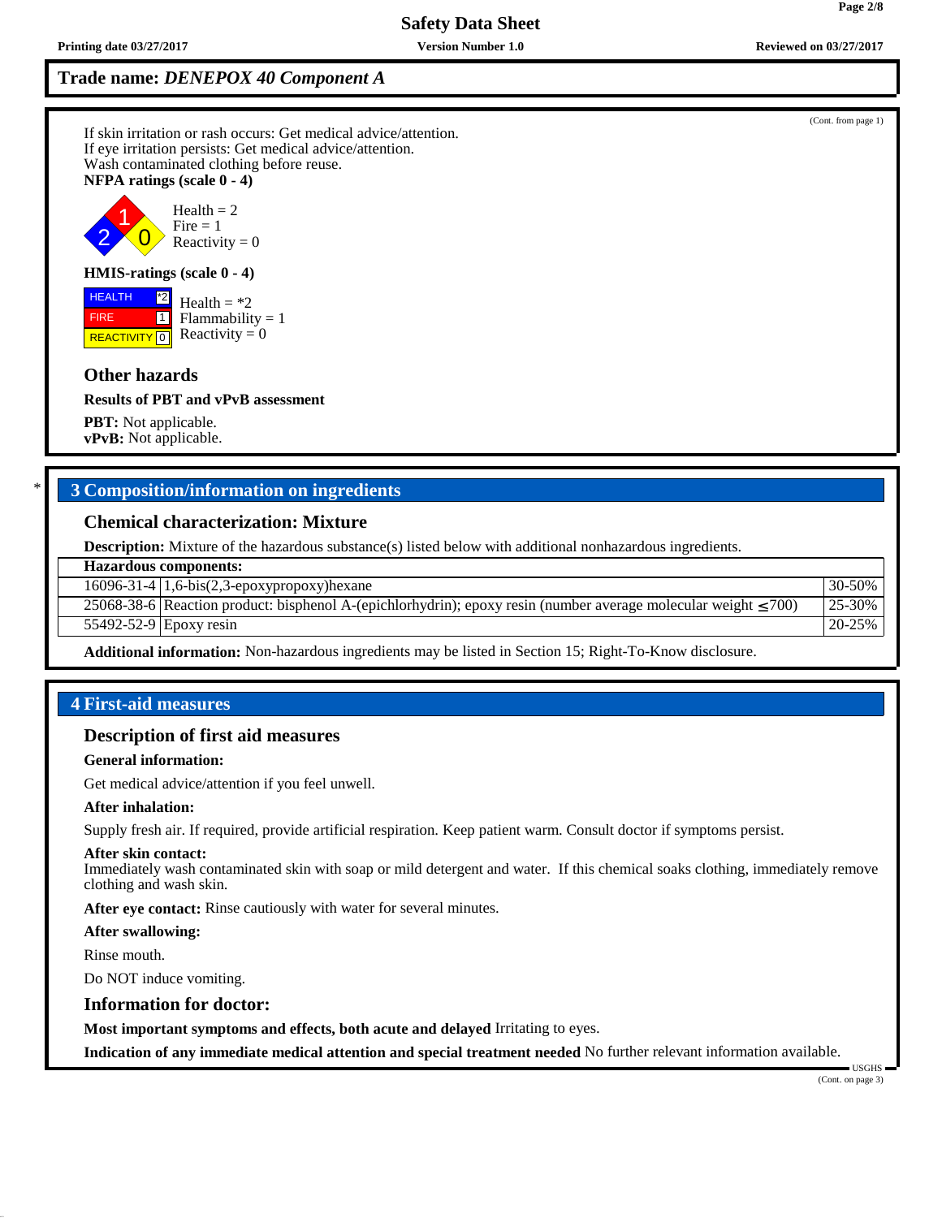## Trade name: *DENEPOX 40 Component A*

(Cont. from page 1)

If skin irritation or rash occurs: Get medical advice/attention.
If eye irritation persists: Get medical advice/attention.
Wash contaminated clothing before reuse.

**NFPA ratings (scale 0 - 4)**

Health = 2
Fire = 1
Reactivity = 0

**HMIS-ratings (scale 0 - 4)**

| | |
|---|---|
| HEALTH | *2 |
| FIRE | 1 |
| REACTIVITY | 0 |

Health = *2
Flammability = 1
Reactivity = 0

### Other hazards

**Results of PBT and vPvB assessment**

**PBT:** Not applicable.
**vPvB:** Not applicable.

## * 3 Composition/information on ingredients

### Chemical characterization: Mixture

**Description:** Mixture of the hazardous substance(s) listed below with additional nonhazardous ingredients.

| **Hazardous components:** | | |
|---|---|---|
| 16096-31-4 | 1,6-bis(2,3-epoxypropoxy)hexane | 30-50% |
| 25068-38-6 | Reaction product: bisphenol A-(epichlorhydrin); epoxy resin (number average molecular weight ≤700) | 25-30% |
| 55492-52-9 | Epoxy resin | 20-25% |

**Additional information:** Non-hazardous ingredients may be listed in Section 15; Right-To-Know disclosure.

## 4 First-aid measures

### Description of first aid measures

**General information:**

Get medical advice/attention if you feel unwell.

**After inhalation:**

Supply fresh air. If required, provide artificial respiration. Keep patient warm. Consult doctor if symptoms persist.

**After skin contact:**
Immediately wash contaminated skin with soap or mild detergent and water. If this chemical soaks clothing, immediately remove clothing and wash skin.

**After eye contact:** Rinse cautiously with water for several minutes.

**After swallowing:**

Rinse mouth.

Do NOT induce vomiting.

### Information for doctor:

**Most important symptoms and effects, both acute and delayed** Irritating to eyes.

**Indication of any immediate medical attention and special treatment needed** No further relevant information available.

(Cont. on page 3)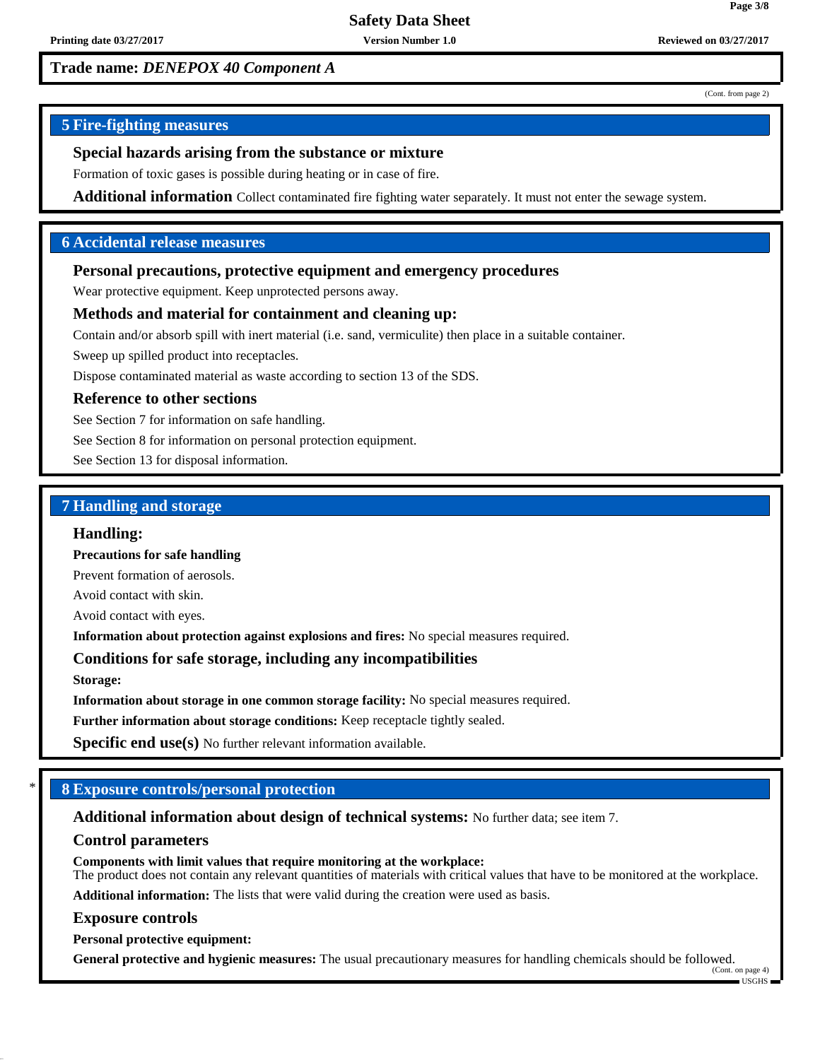**Trade name:** ***DENEPOX 40 Component A***

(Cont. from page 2)

## 5 Fire-fighting measures

### Special hazards arising from the substance or mixture

Formation of toxic gases is possible during heating or in case of fire.

**Additional information** Collect contaminated fire fighting water separately. It must not enter the sewage system.

## 6 Accidental release measures

### Personal precautions, protective equipment and emergency procedures

Wear protective equipment. Keep unprotected persons away.

### Methods and material for containment and cleaning up:

Contain and/or absorb spill with inert material (i.e. sand, vermiculite) then place in a suitable container.

Sweep up spilled product into receptacles.

Dispose contaminated material as waste according to section 13 of the SDS.

### Reference to other sections

See Section 7 for information on safe handling.

See Section 8 for information on personal protection equipment.

See Section 13 for disposal information.

## 7 Handling and storage

### Handling:

**Precautions for safe handling**

Prevent formation of aerosols.

Avoid contact with skin.

Avoid contact with eyes.

**Information about protection against explosions and fires:** No special measures required.

### Conditions for safe storage, including any incompatibilities

**Storage:**

**Information about storage in one common storage facility:** No special measures required.

**Further information about storage conditions:** Keep receptacle tightly sealed.

**Specific end use(s)** No further relevant information available.

## * 8 Exposure controls/personal protection

**Additional information about design of technical systems:** No further data; see item 7.

### Control parameters

**Components with limit values that require monitoring at the workplace:**
The product does not contain any relevant quantities of materials with critical values that have to be monitored at the workplace.

**Additional information:** The lists that were valid during the creation were used as basis.

### Exposure controls

**Personal protective equipment:**

**General protective and hygienic measures:** The usual precautionary measures for handling chemicals should be followed.

(Cont. on page 4)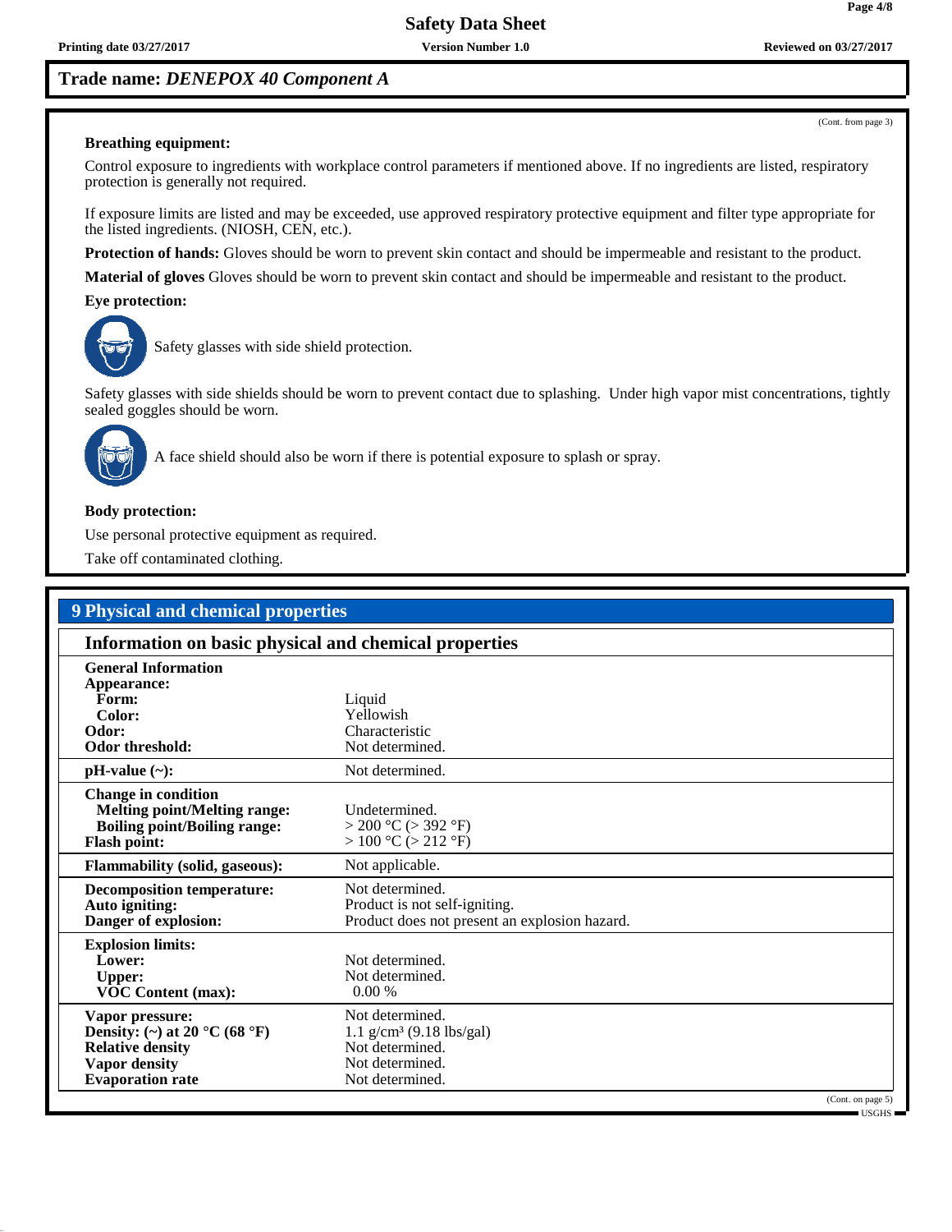(Cont. from page 3)

**Breathing equipment:**

Control exposure to ingredients with workplace control parameters if mentioned above. If no ingredients are listed, respiratory protection is generally not required.

If exposure limits are listed and may be exceeded, use approved respiratory protective equipment and filter type appropriate for the listed ingredients. (NIOSH, CEN, etc.).

**Protection of hands:** Gloves should be worn to prevent skin contact and should be impermeable and resistant to the product.

**Material of gloves** Gloves should be worn to prevent skin contact and should be impermeable and resistant to the product.

**Eye protection:**

Safety glasses with side shield protection.

Safety glasses with side shields should be worn to prevent contact due to splashing. Under high vapor mist concentrations, tightly sealed goggles should be worn.

A face shield should also be worn if there is potential exposure to splash or spray.

**Body protection:**

Use personal protective equipment as required.

Take off contaminated clothing.

## 9 Physical and chemical properties

### Information on basic physical and chemical properties

| | |
|---|---|
| **General Information** | |
| **Appearance:** | |
| **Form:** | Liquid |
| **Color:** | Yellowish |
| **Odor:** | Characteristic |
| **Odor threshold:** | Not determined. |
| **pH-value (~):** | Not determined. |
| **Change in condition** | |
| **Melting point/Melting range:** | Undetermined. |
| **Boiling point/Boiling range:** | > 200 °C (> 392 °F) |
| **Flash point:** | > 100 °C (> 212 °F) |
| **Flammability (solid, gaseous):** | Not applicable. |
| **Decomposition temperature:** | Not determined. |
| **Auto igniting:** | Product is not self-igniting. |
| **Danger of explosion:** | Product does not present an explosion hazard. |
| **Explosion limits:** | |
| **Lower:** | Not determined. |
| **Upper:** | Not determined. |
| **VOC Content (max):** | 0.00 % |
| **Vapor pressure:** | Not determined. |
| **Density: (~) at 20 °C (68 °F)** | 1.1 g/cm³ (9.18 lbs/gal) |
| **Relative density** | Not determined. |
| **Vapor density** | Not determined. |
| **Evaporation rate** | Not determined. |

(Cont. on page 5)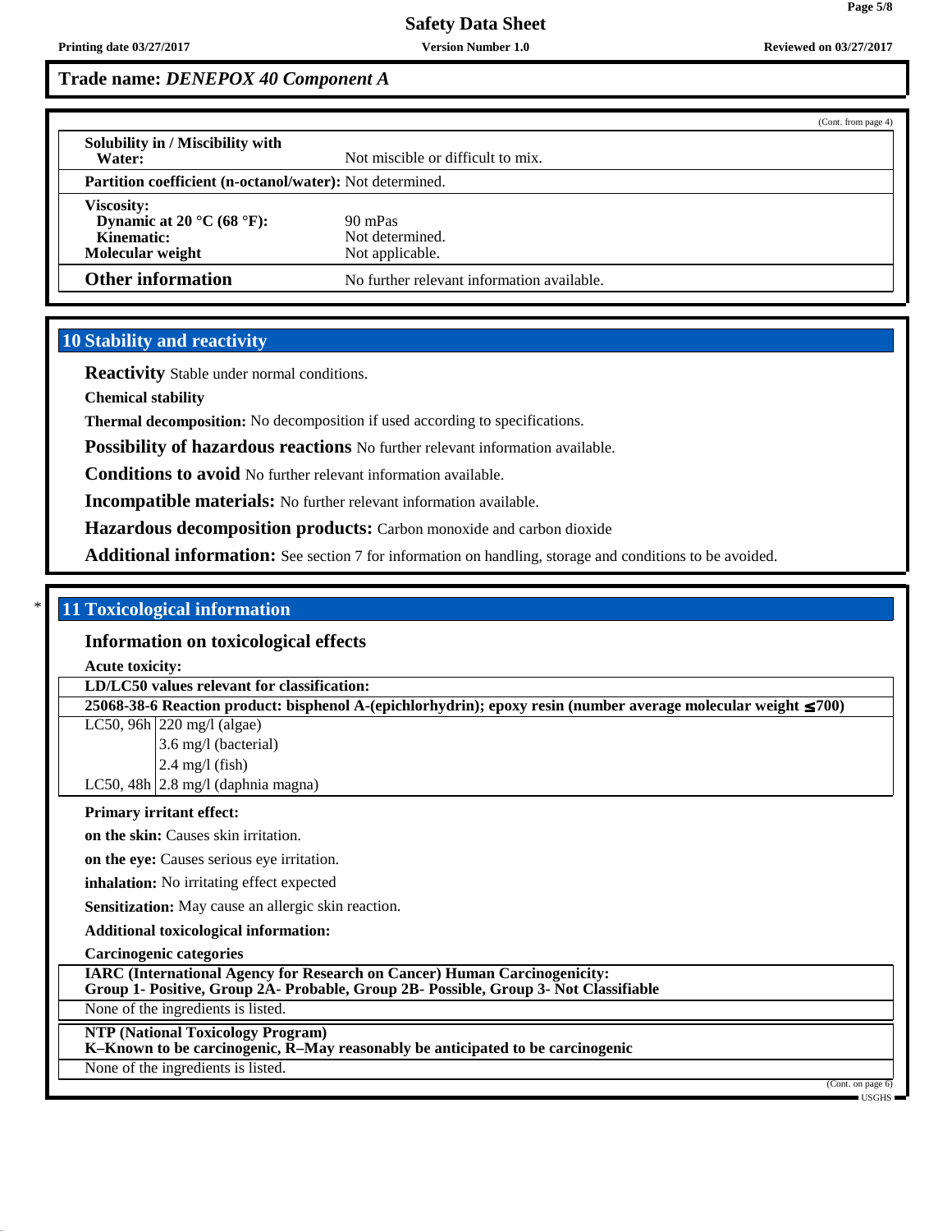**Trade name:** ***DENEPOX 40 Component A***

(Cont. from page 4)

| | |
|---|---|
| **Solubility in / Miscibility with Water:** | Not miscible or difficult to mix. |
| **Partition coefficient (n-octanol/water):** | Not determined. |
| **Viscosity:** | |
| **Dynamic at 20 °C (68 °F):** | 90 mPas |
| **Kinematic:** | Not determined. |
| **Molecular weight** | Not applicable. |
| **Other information** | No further relevant information available. |

## 10 Stability and reactivity

**Reactivity** Stable under normal conditions.

**Chemical stability**

**Thermal decomposition:** No decomposition if used according to specifications.

**Possibility of hazardous reactions** No further relevant information available.

**Conditions to avoid** No further relevant information available.

**Incompatible materials:** No further relevant information available.

**Hazardous decomposition products:** Carbon monoxide and carbon dioxide

**Additional information:** See section 7 for information on handling, storage and conditions to be avoided.

## * 11 Toxicological information

### Information on toxicological effects

**Acute toxicity:**

| **LD/LC50 values relevant for classification:** | |
|---|---|
| **25068-38-6 Reaction product: bisphenol A-(epichlorhydrin); epoxy resin (number average molecular weight ≤700)** | |
| LC50, 96h | 220 mg/l (algae) |
| | 3.6 mg/l (bacterial) |
| | 2.4 mg/l (fish) |
| LC50, 48h | 2.8 mg/l (daphnia magna) |

**Primary irritant effect:**

**on the skin:** Causes skin irritation.

**on the eye:** Causes serious eye irritation.

**inhalation:** No irritating effect expected

**Sensitization:** May cause an allergic skin reaction.

**Additional toxicological information:**

**Carcinogenic categories**

| **IARC (International Agency for Research on Cancer) Human Carcinogenicity: Group 1- Positive, Group 2A- Probable, Group 2B- Possible, Group 3- Not Classifiable** |
|---|
| None of the ingredients is listed. |

| **NTP (National Toxicology Program) K–Known to be carcinogenic, R–May reasonably be anticipated to be carcinogenic** |
|---|
| None of the ingredients is listed. |

(Cont. on page 6)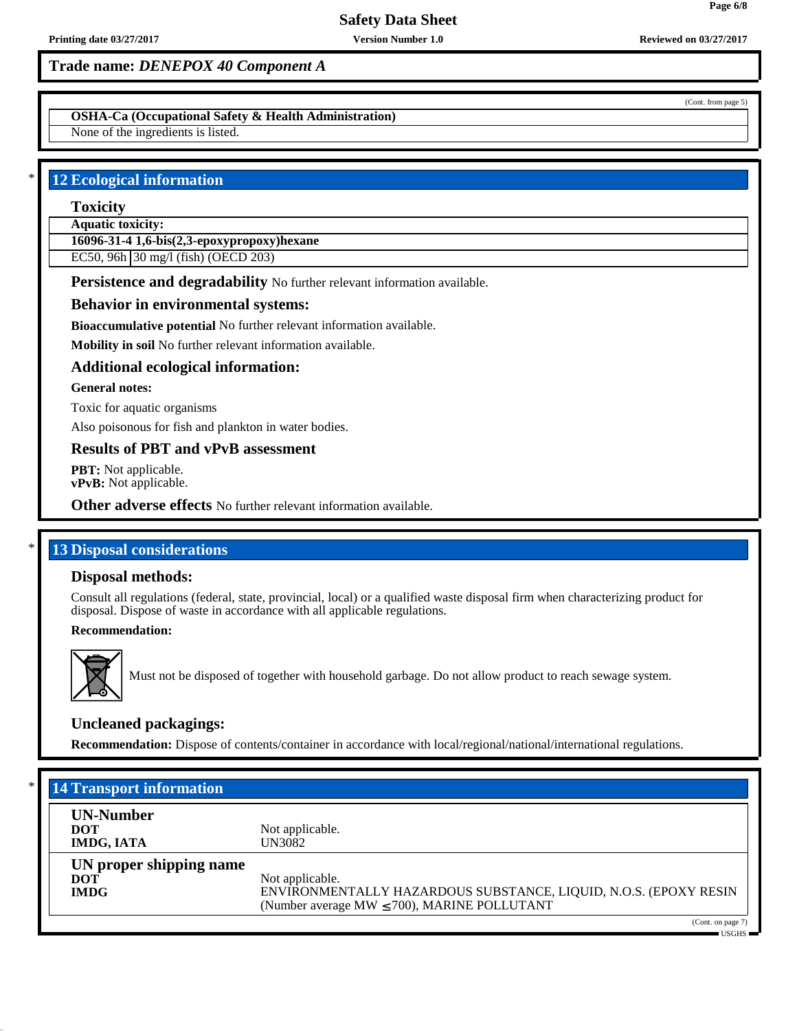**Trade name: *DENEPOX 40 Component A***

(Cont. from page 5)

**OSHA-Ca (Occupational Safety & Health Administration)**

None of the ingredients is listed.

## 12 Ecological information

### Toxicity

| **Aquatic toxicity:** | |
|---|---|
| **16096-31-4 1,6-bis(2,3-epoxypropoxy)hexane** | |
| EC50, 96h | 30 mg/l (fish) (OECD 203) |

**Persistence and degradability** No further relevant information available.

### Behavior in environmental systems:

**Bioaccumulative potential** No further relevant information available.

**Mobility in soil** No further relevant information available.

### Additional ecological information:

**General notes:**

Toxic for aquatic organisms

Also poisonous for fish and plankton in water bodies.

### Results of PBT and vPvB assessment

**PBT:** Not applicable.
**vPvB:** Not applicable.

**Other adverse effects** No further relevant information available.

## 13 Disposal considerations

### Disposal methods:

Consult all regulations (federal, state, provincial, local) or a qualified waste disposal firm when characterizing product for disposal. Dispose of waste in accordance with all applicable regulations.

**Recommendation:**

Must not be disposed of together with household garbage. Do not allow product to reach sewage system.

### Uncleaned packagings:

**Recommendation:** Dispose of contents/container in accordance with local/regional/national/international regulations.

## 14 Transport information

| **UN-Number** | |
|---|---|
| **DOT** | Not applicable. |
| **IMDG, IATA** | UN3082 |
| **UN proper shipping name** | |
| **DOT** | Not applicable. |
| **IMDG** | ENVIRONMENTALLY HAZARDOUS SUBSTANCE, LIQUID, N.O.S. (EPOXY RESIN (Number average MW ≤700), MARINE POLLUTANT |

(Cont. on page 7)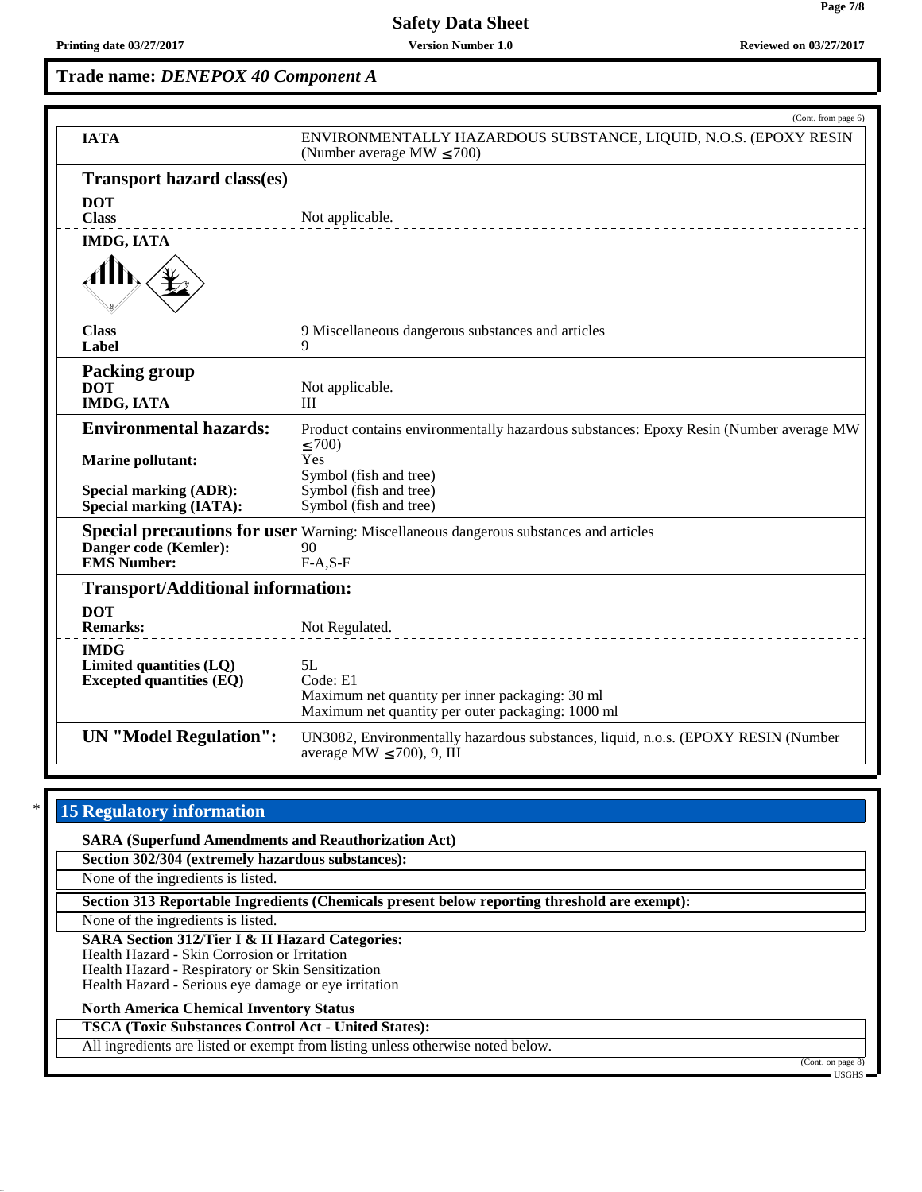**Trade name:** ***DENEPOX 40 Component A***

(Cont. from page 6)

| | |
|---|---|
| **IATA** | ENVIRONMENTALLY HAZARDOUS SUBSTANCE, LIQUID, N.O.S. (EPOXY RESIN (Number average MW ≤700) |

**Transport hazard class(es)**

| | |
|---|---|
| **DOT** | |
| **Class** | Not applicable. |
| **IMDG, IATA** | |
| **Class** | 9 Miscellaneous dangerous substances and articles |
| **Label** | 9 |

**Packing group**

| | |
|---|---|
| **DOT** | Not applicable. |
| **IMDG, IATA** | III |

| | |
|---|---|
| **Environmental hazards:** | Product contains environmentally hazardous substances: Epoxy Resin (Number average MW ≤700) |
| **Marine pollutant:** | Yes<br>Symbol (fish and tree) |
| **Special marking (ADR):** | Symbol (fish and tree) |
| **Special marking (IATA):** | Symbol (fish and tree) |

| | |
|---|---|
| **Special precautions for user** | Warning: Miscellaneous dangerous substances and articles |
| **Danger code (Kemler):** | 90 |
| **EMS Number:** | F-A,S-F |

**Transport/Additional information:**

| | |
|---|---|
| **DOT** | |
| **Remarks:** | Not Regulated. |
| **IMDG** | |
| **Limited quantities (LQ)** | 5L |
| **Excepted quantities (EQ)** | Code: E1<br>Maximum net quantity per inner packaging: 30 ml<br>Maximum net quantity per outer packaging: 1000 ml |

| | |
|---|---|
| **UN "Model Regulation":** | UN3082, Environmentally hazardous substances, liquid, n.o.s. (EPOXY RESIN (Number average MW ≤700), 9, III |

## * 15 Regulatory information

**SARA (Superfund Amendments and Reauthorization Act)**

**Section 302/304 (extremely hazardous substances):**

None of the ingredients is listed.

**Section 313 Reportable Ingredients (Chemicals present below reporting threshold are exempt):**

None of the ingredients is listed.

**SARA Section 312/Tier I & II Hazard Categories:**

Health Hazard - Skin Corrosion or Irritation
Health Hazard - Respiratory or Skin Sensitization
Health Hazard - Serious eye damage or eye irritation

**North America Chemical Inventory Status**

**TSCA (Toxic Substances Control Act - United States):**

All ingredients are listed or exempt from listing unless otherwise noted below.

(Cont. on page 8)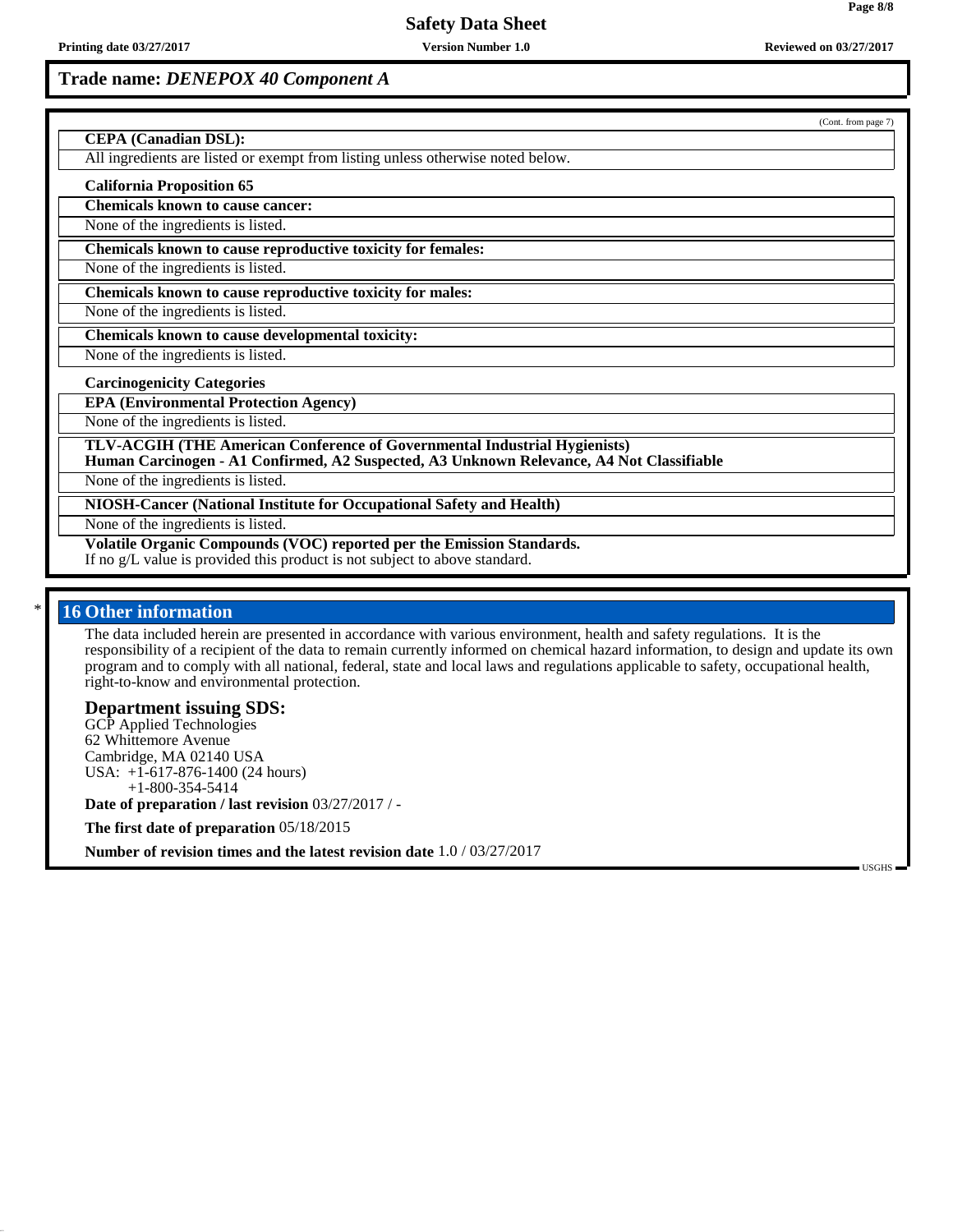**Trade name: *DENEPOX 40 Component A***

(Cont. from page 7)

**CEPA (Canadian DSL):**

All ingredients are listed or exempt from listing unless otherwise noted below.

**California Proposition 65**

**Chemicals known to cause cancer:**

None of the ingredients is listed.

**Chemicals known to cause reproductive toxicity for females:**

None of the ingredients is listed.

**Chemicals known to cause reproductive toxicity for males:**

None of the ingredients is listed.

**Chemicals known to cause developmental toxicity:**

None of the ingredients is listed.

**Carcinogenicity Categories**

**EPA (Environmental Protection Agency)**

None of the ingredients is listed.

**TLV-ACGIH (THE American Conference of Governmental Industrial Hygienists)**
**Human Carcinogen - A1 Confirmed, A2 Suspected, A3 Unknown Relevance, A4 Not Classifiable**

None of the ingredients is listed.

**NIOSH-Cancer (National Institute for Occupational Safety and Health)**

None of the ingredients is listed.

**Volatile Organic Compounds (VOC) reported per the Emission Standards.**
If no g/L value is provided this product is not subject to above standard.

## * 16 Other information

The data included herein are presented in accordance with various environment, health and safety regulations. It is the responsibility of a recipient of the data to remain currently informed on chemical hazard information, to design and update its own program and to comply with all national, federal, state and local laws and regulations applicable to safety, occupational health, right-to-know and environmental protection.

### Department issuing SDS:

GCP Applied Technologies
62 Whittemore Avenue
Cambridge, MA 02140 USA
USA: +1-617-876-1400 (24 hours)
+1-800-354-5414

**Date of preparation / last revision** 03/27/2017 / -

**The first date of preparation** 05/18/2015

**Number of revision times and the latest revision date** 1.0 / 03/27/2017

USGHS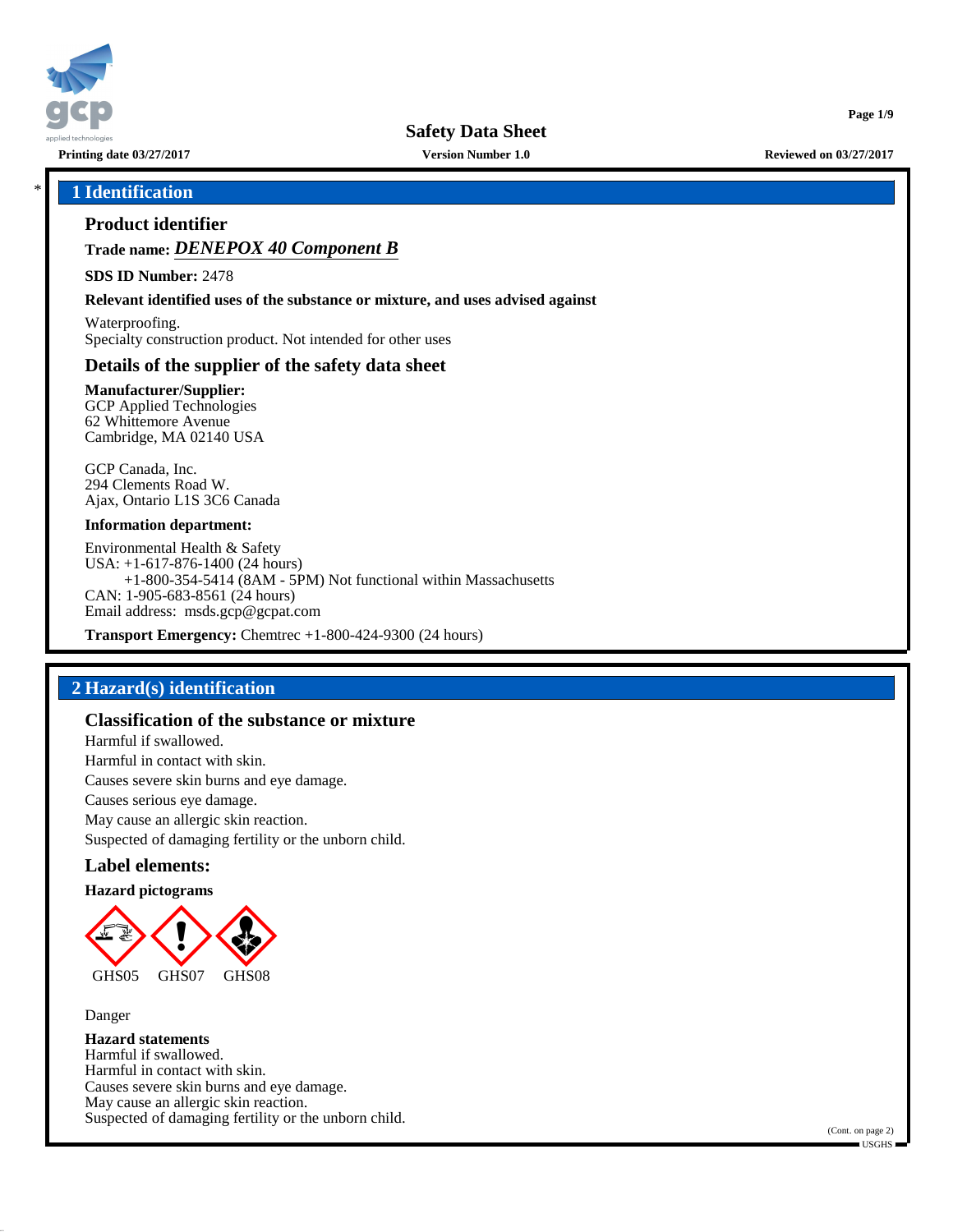*

## 1 Identification

### Product identifier

**Trade name:** ***DENEPOX 40 Component B***

**SDS ID Number:** 2478

**Relevant identified uses of the substance or mixture, and uses advised against**

Waterproofing.
Specialty construction product. Not intended for other uses

### Details of the supplier of the safety data sheet

**Manufacturer/Supplier:**
GCP Applied Technologies
62 Whittemore Avenue
Cambridge, MA 02140 USA

GCP Canada, Inc.
294 Clements Road W.
Ajax, Ontario L1S 3C6 Canada

**Information department:**

Environmental Health & Safety
USA: +1-617-876-1400 (24 hours)
+1-800-354-5414 (8AM - 5PM) Not functional within Massachusetts
CAN: 1-905-683-8561 (24 hours)
Email address: msds.gcp@gcpat.com

**Transport Emergency:** Chemtrec +1-800-424-9300 (24 hours)

## 2 Hazard(s) identification

### Classification of the substance or mixture

Harmful if swallowed.
Harmful in contact with skin.
Causes severe skin burns and eye damage.
Causes serious eye damage.
May cause an allergic skin reaction.
Suspected of damaging fertility or the unborn child.

### Label elements:

**Hazard pictograms**

GHS05 GHS07 GHS08

Danger

**Hazard statements**
Harmful if swallowed.
Harmful in contact with skin.
Causes severe skin burns and eye damage.
May cause an allergic skin reaction.
Suspected of damaging fertility or the unborn child.

(Cont. on page 2)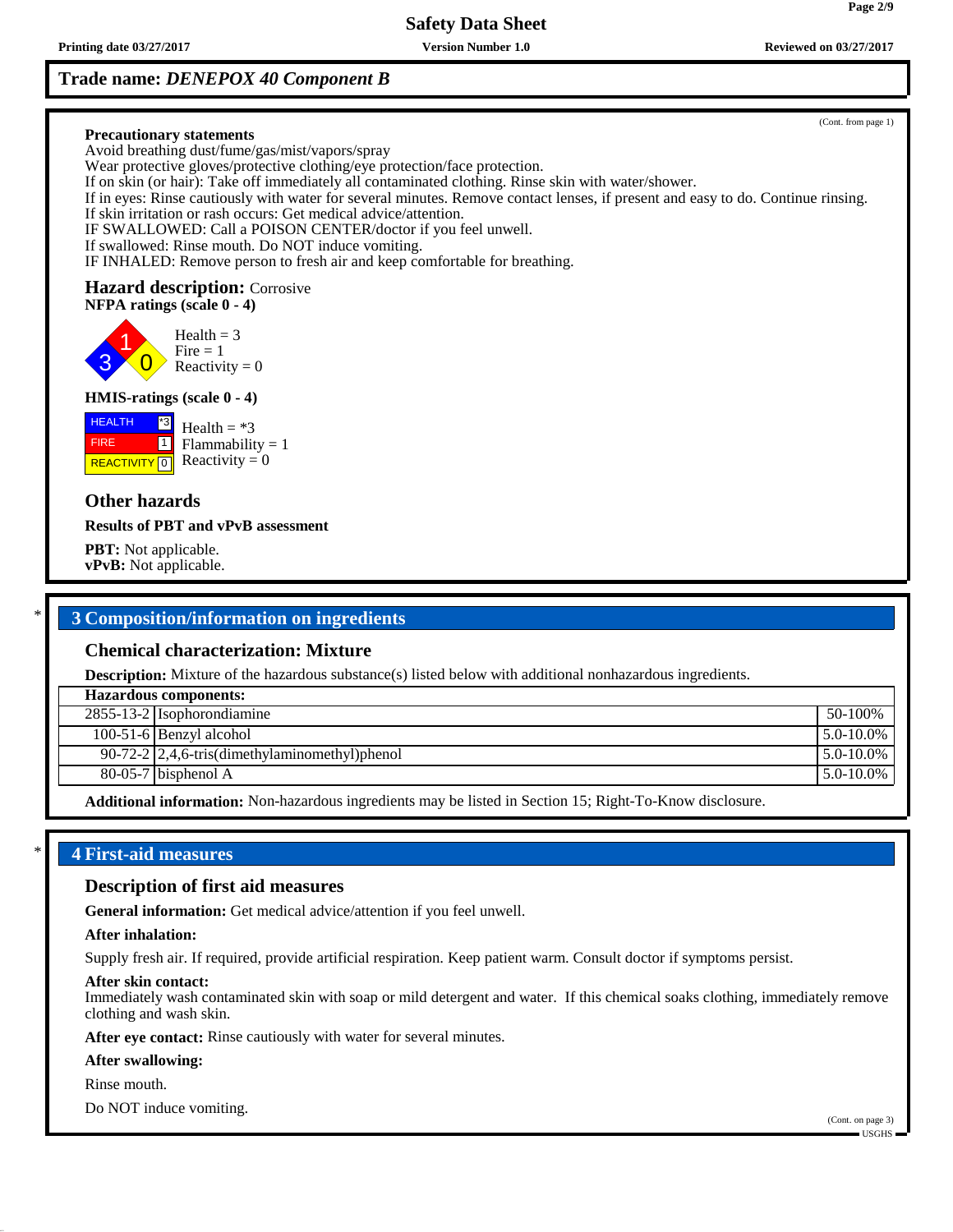**Trade name: *DENEPOX 40 Component B***

(Cont. from page 1)

**Precautionary statements**
Avoid breathing dust/fume/gas/mist/vapors/spray
Wear protective gloves/protective clothing/eye protection/face protection.
If on skin (or hair): Take off immediately all contaminated clothing. Rinse skin with water/shower.
If in eyes: Rinse cautiously with water for several minutes. Remove contact lenses, if present and easy to do. Continue rinsing.
If skin irritation or rash occurs: Get medical advice/attention.
IF SWALLOWED: Call a POISON CENTER/doctor if you feel unwell.
If swallowed: Rinse mouth. Do NOT induce vomiting.
IF INHALED: Remove person to fresh air and keep comfortable for breathing.

**Hazard description:** Corrosive

**NFPA ratings (scale 0 - 4)**

Health = 3
Fire = 1
Reactivity = 0

**HMIS-ratings (scale 0 - 4)**

| | |
|---|---|
| HEALTH | *3 |
| FIRE | 1 |
| REACTIVITY | 0 |

Health = *3
Flammability = 1
Reactivity = 0

### Other hazards

**Results of PBT and vPvB assessment**

**PBT:** Not applicable.
**vPvB:** Not applicable.

## 3 Composition/information on ingredients

### Chemical characterization: Mixture

**Description:** Mixture of the hazardous substance(s) listed below with additional nonhazardous ingredients.

| **Hazardous components:** | | |
|---|---|---|
| 2855-13-2 | Isophorondiamine | 50-100% |
| 100-51-6 | Benzyl alcohol | 5.0-10.0% |
| 90-72-2 | 2,4,6-tris(dimethylaminomethyl)phenol | 5.0-10.0% |
| 80-05-7 | bisphenol A | 5.0-10.0% |

**Additional information:** Non-hazardous ingredients may be listed in Section 15; Right-To-Know disclosure.

## 4 First-aid measures

### Description of first aid measures

**General information:** Get medical advice/attention if you feel unwell.

**After inhalation:**

Supply fresh air. If required, provide artificial respiration. Keep patient warm. Consult doctor if symptoms persist.

**After skin contact:**
Immediately wash contaminated skin with soap or mild detergent and water. If this chemical soaks clothing, immediately remove clothing and wash skin.

**After eye contact:** Rinse cautiously with water for several minutes.

**After swallowing:**

Rinse mouth.

Do NOT induce vomiting.

(Cont. on page 3)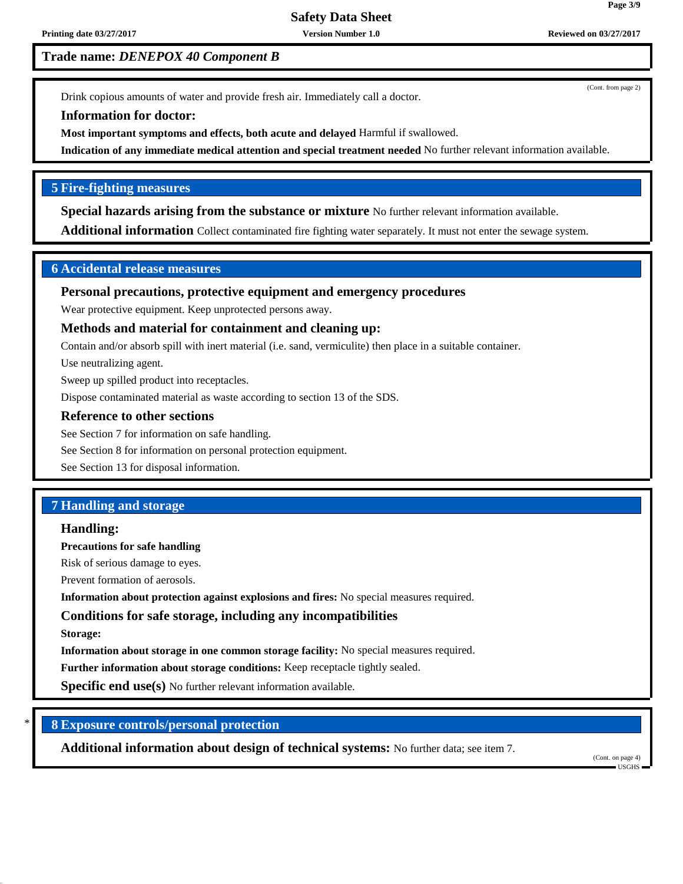Trade name: *DENEPOX 40 Component B*

(Cont. from page 2)

Drink copious amounts of water and provide fresh air. Immediately call a doctor.

**Information for doctor:**

**Most important symptoms and effects, both acute and delayed** Harmful if swallowed.

**Indication of any immediate medical attention and special treatment needed** No further relevant information available.

## 5 Fire-fighting measures

**Special hazards arising from the substance or mixture** No further relevant information available.

**Additional information** Collect contaminated fire fighting water separately. It must not enter the sewage system.

## 6 Accidental release measures

**Personal precautions, protective equipment and emergency procedures**

Wear protective equipment. Keep unprotected persons away.

**Methods and material for containment and cleaning up:**

Contain and/or absorb spill with inert material (i.e. sand, vermiculite) then place in a suitable container.

Use neutralizing agent.

Sweep up spilled product into receptacles.

Dispose contaminated material as waste according to section 13 of the SDS.

**Reference to other sections**

See Section 7 for information on safe handling.

See Section 8 for information on personal protection equipment.

See Section 13 for disposal information.

## 7 Handling and storage

**Handling:**

**Precautions for safe handling**

Risk of serious damage to eyes.

Prevent formation of aerosols.

**Information about protection against explosions and fires:** No special measures required.

**Conditions for safe storage, including any incompatibilities**

**Storage:**

**Information about storage in one common storage facility:** No special measures required.

**Further information about storage conditions:** Keep receptacle tightly sealed.

**Specific end use(s)** No further relevant information available.

## * 8 Exposure controls/personal protection

**Additional information about design of technical systems:** No further data; see item 7.

(Cont. on page 4)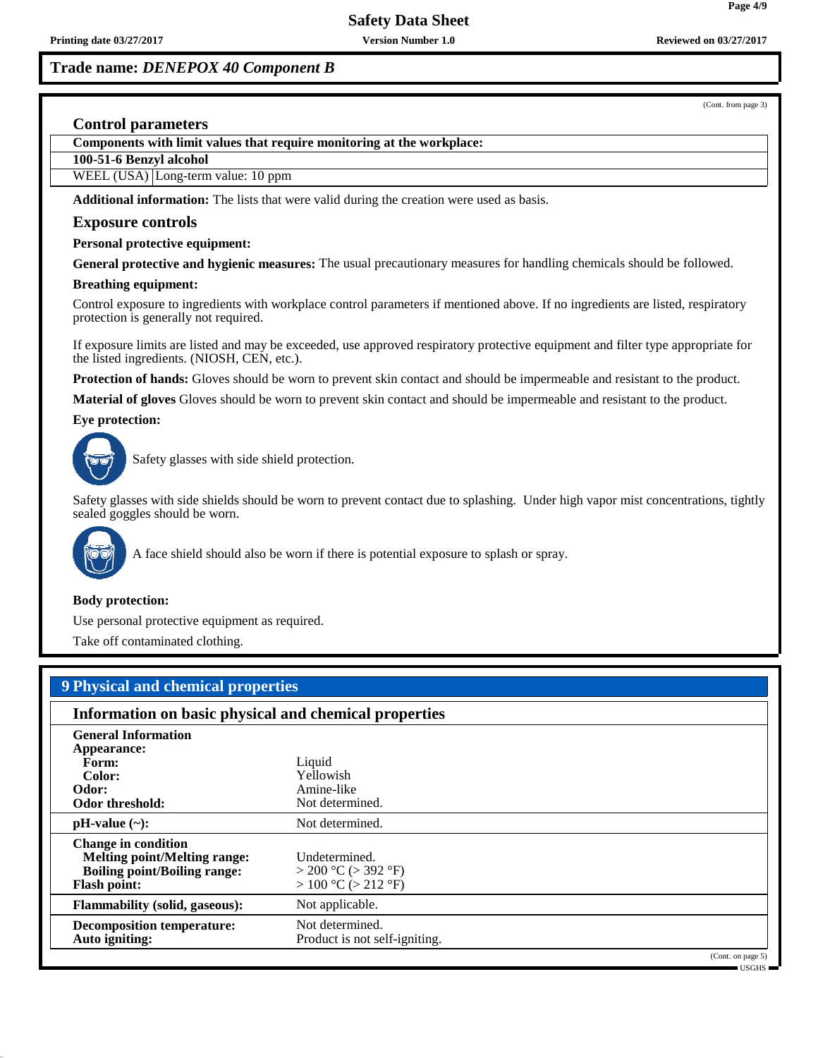## Trade name: *DENEPOX 40 Component B*

(Cont. from page 3)

### Control parameters

| Components with limit values that require monitoring at the workplace: | |
|---|---|
| **100-51-6 Benzyl alcohol** | |
| WEEL (USA) | Long-term value: 10 ppm |

**Additional information:** The lists that were valid during the creation were used as basis.

### Exposure controls

**Personal protective equipment:**

**General protective and hygienic measures:** The usual precautionary measures for handling chemicals should be followed.

**Breathing equipment:**

Control exposure to ingredients with workplace control parameters if mentioned above. If no ingredients are listed, respiratory protection is generally not required.

If exposure limits are listed and may be exceeded, use approved respiratory protective equipment and filter type appropriate for the listed ingredients. (NIOSH, CEN, etc.).

**Protection of hands:** Gloves should be worn to prevent skin contact and should be impermeable and resistant to the product.

**Material of gloves** Gloves should be worn to prevent skin contact and should be impermeable and resistant to the product.

**Eye protection:**

Safety glasses with side shield protection.

Safety glasses with side shields should be worn to prevent contact due to splashing. Under high vapor mist concentrations, tightly sealed goggles should be worn.

A face shield should also be worn if there is potential exposure to splash or spray.

**Body protection:**

Use personal protective equipment as required.

Take off contaminated clothing.

## 9 Physical and chemical properties

### Information on basic physical and chemical properties

| | |
|---|---|
| **General Information** | |
| **Appearance:** | |
| **Form:** | Liquid |
| **Color:** | Yellowish |
| **Odor:** | Amine-like |
| **Odor threshold:** | Not determined. |
| **pH-value (~):** | Not determined. |
| **Change in condition** | |
| **Melting point/Melting range:** | Undetermined. |
| **Boiling point/Boiling range:** | > 200 °C (> 392 °F) |
| **Flash point:** | > 100 °C (> 212 °F) |
| **Flammability (solid, gaseous):** | Not applicable. |
| **Decomposition temperature:** | Not determined. |
| **Auto igniting:** | Product is not self-igniting. |

(Cont. on page 5)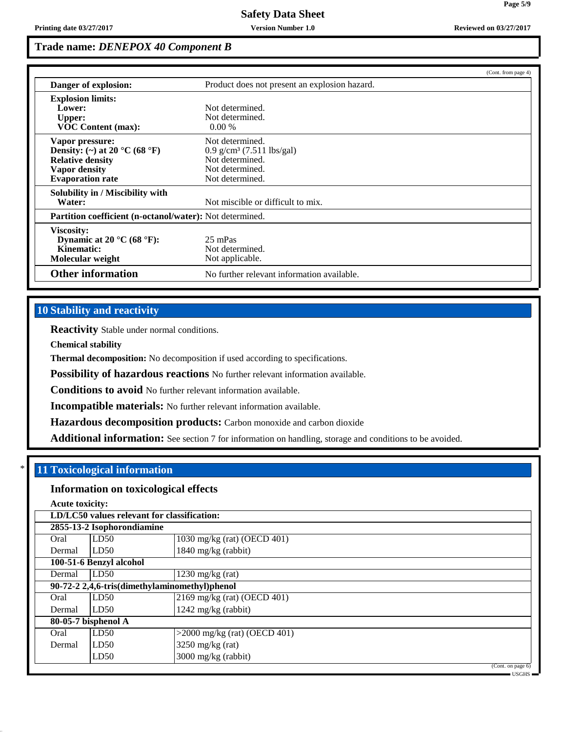# Trade name: *DENEPOX 40 Component B*

(Cont. from page 4)

| | |
|---|---|
| **Danger of explosion:** | Product does not present an explosion hazard. |
| **Explosion limits:** | |
| **Lower:** | Not determined. |
| **Upper:** | Not determined. |
| **VOC Content (max):** | 0.00 % |
| **Vapor pressure:** | Not determined. |
| **Density: (~) at 20 °C (68 °F)** | 0.9 g/cm³ (7.511 lbs/gal) |
| **Relative density** | Not determined. |
| **Vapor density** | Not determined. |
| **Evaporation rate** | Not determined. |
| **Solubility in / Miscibility with** | |
| **Water:** | Not miscible or difficult to mix. |
| **Partition coefficient (n-octanol/water):** | Not determined. |
| **Viscosity:** | |
| **Dynamic at 20 °C (68 °F):** | 25 mPas |
| **Kinematic:** | Not determined. |
| **Molecular weight** | Not applicable. |
| **Other information** | No further relevant information available. |

## 10 Stability and reactivity

**Reactivity** Stable under normal conditions.

**Chemical stability**

**Thermal decomposition:** No decomposition if used according to specifications.

**Possibility of hazardous reactions** No further relevant information available.

**Conditions to avoid** No further relevant information available.

**Incompatible materials:** No further relevant information available.

**Hazardous decomposition products:** Carbon monoxide and carbon dioxide

**Additional information:** See section 7 for information on handling, storage and conditions to be avoided.

## * 11 Toxicological information

### Information on toxicological effects

**Acute toxicity:**

| **LD/LC50 values relevant for classification:** | | |
|---|---|---|
| **2855-13-2 Isophorondiamine** | | |
| Oral | LD50 | 1030 mg/kg (rat) (OECD 401) |
| Dermal | LD50 | 1840 mg/kg (rabbit) |
| **100-51-6 Benzyl alcohol** | | |
| Dermal | LD50 | 1230 mg/kg (rat) |
| **90-72-2 2,4,6-tris(dimethylaminomethyl)phenol** | | |
| Oral | LD50 | 2169 mg/kg (rat) (OECD 401) |
| Dermal | LD50 | 1242 mg/kg (rabbit) |
| **80-05-7 bisphenol A** | | |
| Oral | LD50 | >2000 mg/kg (rat) (OECD 401) |
| Dermal | LD50 | 3250 mg/kg (rat) |
| | LD50 | 3000 mg/kg (rabbit) |

(Cont. on page 6)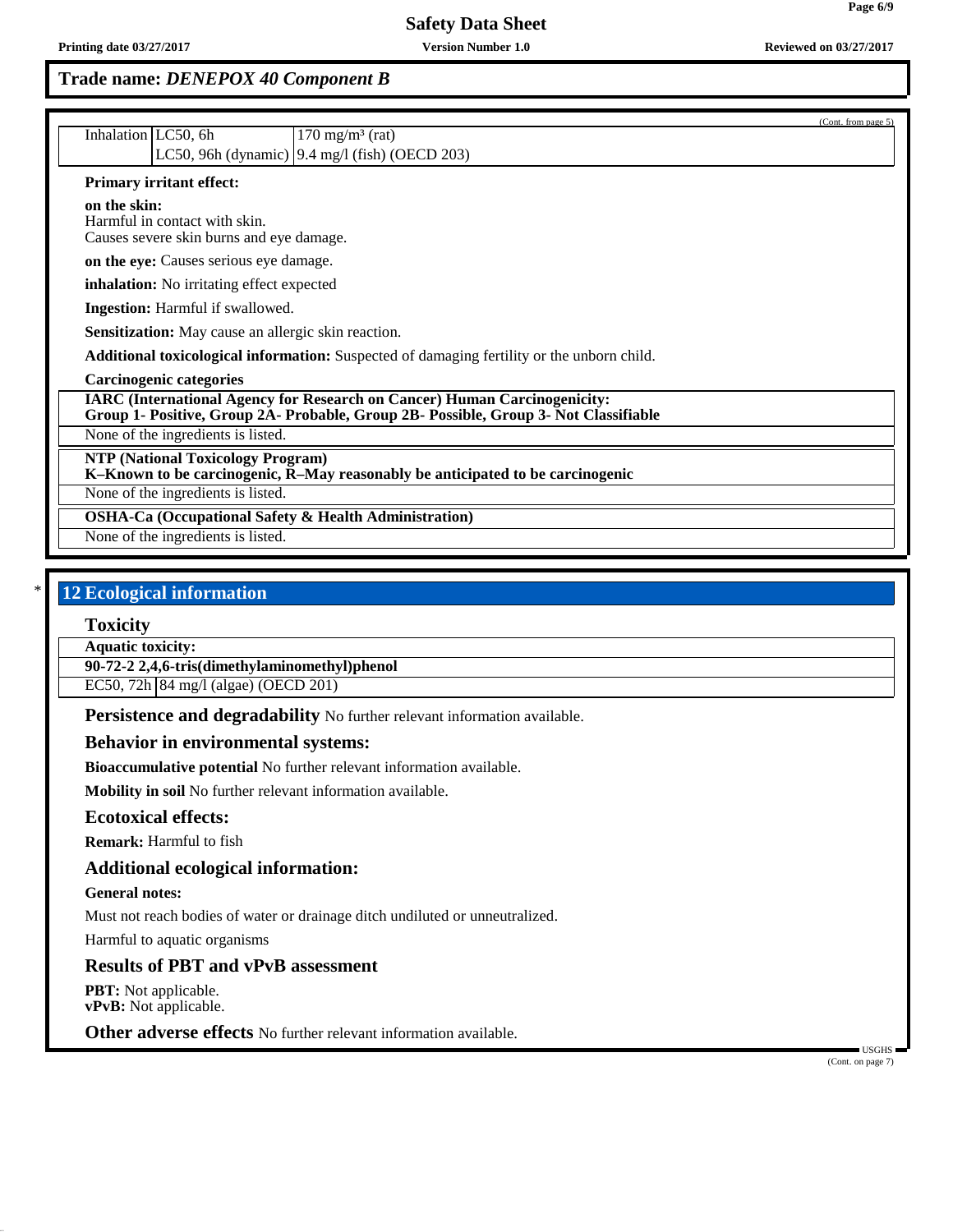Trade name: *DENEPOX 40 Component B*

(Cont. from page 5)

| | | |
|---|---|---|
| Inhalation | LC50, 6h | 170 mg/m³ (rat) |
| | LC50, 96h (dynamic) | 9.4 mg/l (fish) (OECD 203) |

**Primary irritant effect:**

**on the skin:**
Harmful in contact with skin.
Causes severe skin burns and eye damage.

**on the eye:** Causes serious eye damage.

**inhalation:** No irritating effect expected

**Ingestion:** Harmful if swallowed.

**Sensitization:** May cause an allergic skin reaction.

**Additional toxicological information:** Suspected of damaging fertility or the unborn child.

**Carcinogenic categories**

**IARC (International Agency for Research on Cancer) Human Carcinogenicity:**
**Group 1- Positive, Group 2A- Probable, Group 2B- Possible, Group 3- Not Classifiable**

None of the ingredients is listed.

**NTP (National Toxicology Program)**
**K–Known to be carcinogenic, R–May reasonably be anticipated to be carcinogenic**

None of the ingredients is listed.

**OSHA-Ca (Occupational Safety & Health Administration)**

None of the ingredients is listed.

## * 12 Ecological information

### Toxicity

**Aquatic toxicity:**

**90-72-2 2,4,6-tris(dimethylaminomethyl)phenol**

| | |
|---|---|
| EC50, 72h | 84 mg/l (algae) (OECD 201) |

### Persistence and degradability
No further relevant information available.

### Behavior in environmental systems:

**Bioaccumulative potential** No further relevant information available.

**Mobility in soil** No further relevant information available.

### Ecotoxical effects:

**Remark:** Harmful to fish

### Additional ecological information:

**General notes:**

Must not reach bodies of water or drainage ditch undiluted or unneutralized.

Harmful to aquatic organisms

### Results of PBT and vPvB assessment

**PBT:** Not applicable.
**vPvB:** Not applicable.

### Other adverse effects
No further relevant information available.

USGHS

(Cont. on page 7)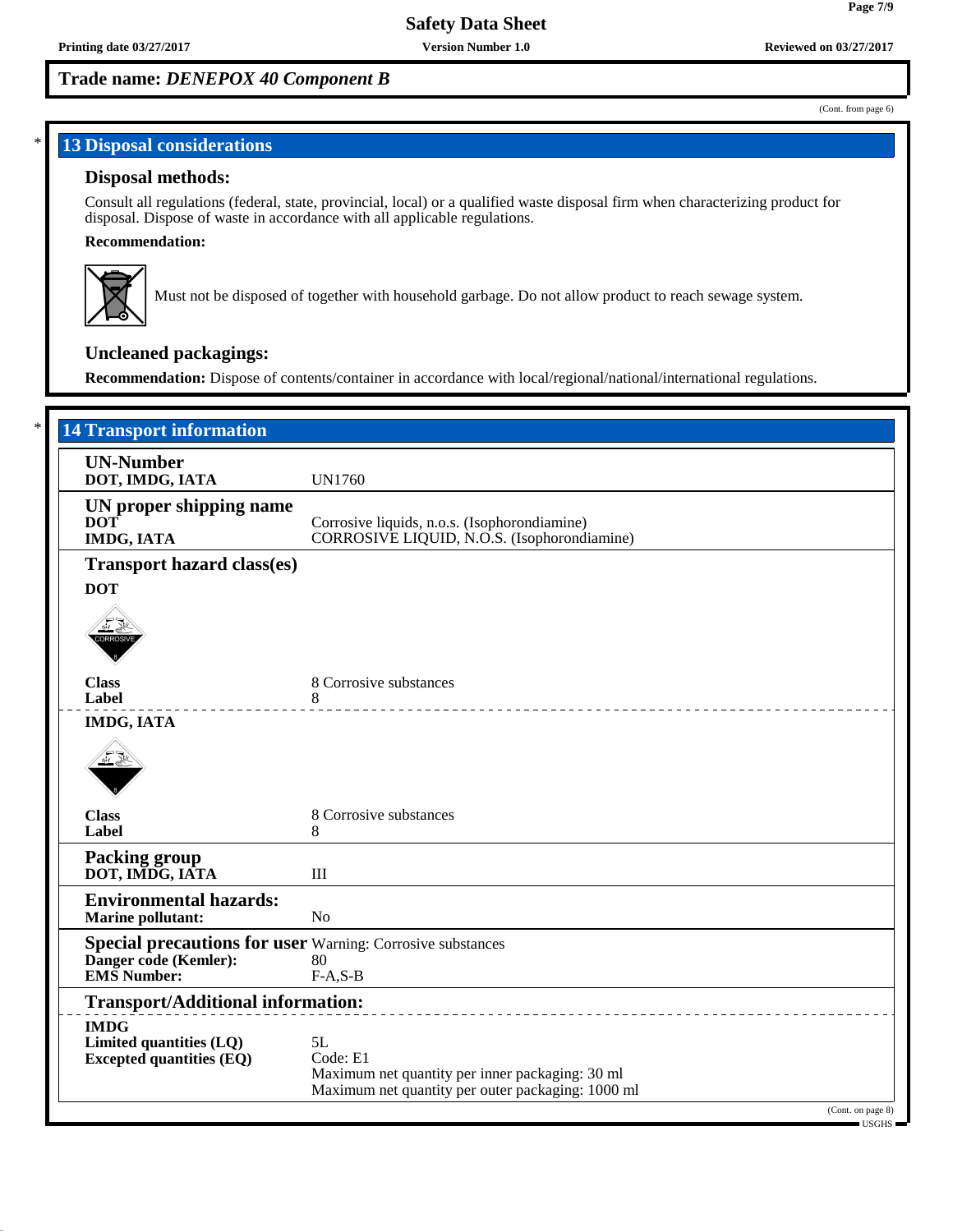**Trade name: *DENEPOX 40 Component B***

(Cont. from page 6)

## 13 Disposal considerations

### Disposal methods:

Consult all regulations (federal, state, provincial, local) or a qualified waste disposal firm when characterizing product for disposal. Dispose of waste in accordance with all applicable regulations.

**Recommendation:**

Must not be disposed of together with household garbage. Do not allow product to reach sewage system.

### Uncleaned packagings:

**Recommendation:** Dispose of contents/container in accordance with local/regional/national/international regulations.

## 14 Transport information

**UN-Number**

| | |
|---|---|
| **DOT, IMDG, IATA** | UN1760 |

**UN proper shipping name**

| | |
|---|---|
| **DOT** | Corrosive liquids, n.o.s. (Isophorondiamine) |
| **IMDG, IATA** | CORROSIVE LIQUID, N.O.S. (Isophorondiamine) |

**Transport hazard class(es)**

**DOT**

| | |
|---|---|
| **Class** | 8 Corrosive substances |
| **Label** | 8 |

**IMDG, IATA**

| | |
|---|---|
| **Class** | 8 Corrosive substances |
| **Label** | 8 |

**Packing group**

| | |
|---|---|
| **DOT, IMDG, IATA** | III |

**Environmental hazards:**

| | |
|---|---|
| **Marine pollutant:** | No |

| | |
|---|---|
| **Special precautions for user** | Warning: Corrosive substances |
| **Danger code (Kemler):** | 80 |
| **EMS Number:** | F-A,S-B |

**Transport/Additional information:**

**IMDG**

| | |
|---|---|
| **Limited quantities (LQ)** | 5L |
| **Excepted quantities (EQ)** | Code: E1<br>Maximum net quantity per inner packaging: 30 ml<br>Maximum net quantity per outer packaging: 1000 ml |

(Cont. on page 8)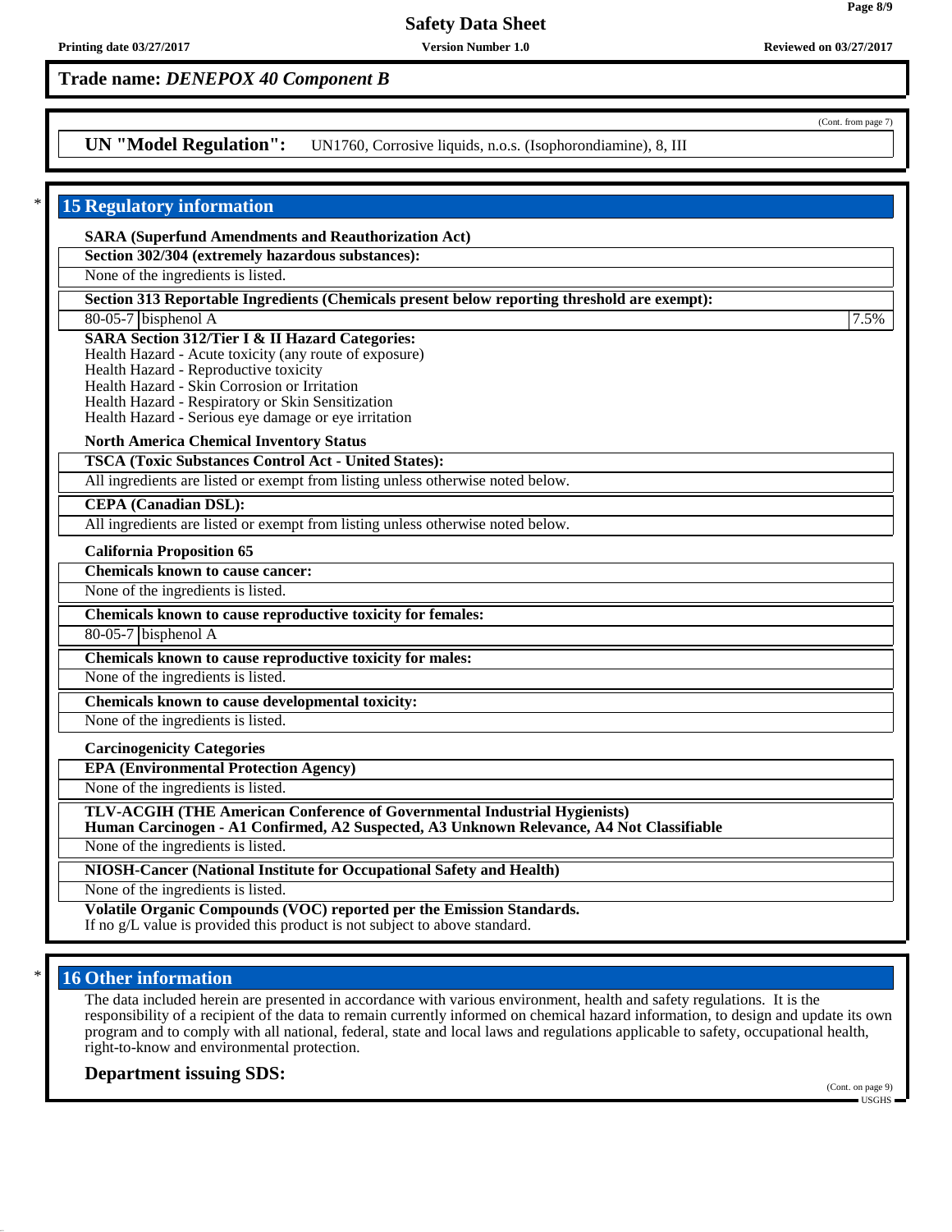**Trade name:** ***DENEPOX 40 Component B***

(Cont. from page 7)

**UN "Model Regulation":** UN1760, Corrosive liquids, n.o.s. (Isophorondiamine), 8, III

## 15 Regulatory information

**SARA (Superfund Amendments and Reauthorization Act)**

**Section 302/304 (extremely hazardous substances):**

None of the ingredients is listed.

**Section 313 Reportable Ingredients (Chemicals present below reporting threshold are exempt):**

| | | |
|---|---|---|
| 80-05-7 | bisphenol A | 7.5% |

**SARA Section 312/Tier I & II Hazard Categories:**
Health Hazard - Acute toxicity (any route of exposure)
Health Hazard - Reproductive toxicity
Health Hazard - Skin Corrosion or Irritation
Health Hazard - Respiratory or Skin Sensitization
Health Hazard - Serious eye damage or eye irritation

**North America Chemical Inventory Status**

**TSCA (Toxic Substances Control Act - United States):**

All ingredients are listed or exempt from listing unless otherwise noted below.

**CEPA (Canadian DSL):**

All ingredients are listed or exempt from listing unless otherwise noted below.

**California Proposition 65**

**Chemicals known to cause cancer:**

None of the ingredients is listed.

**Chemicals known to cause reproductive toxicity for females:**

| | |
|---|---|
| 80-05-7 | bisphenol A |

**Chemicals known to cause reproductive toxicity for males:**

None of the ingredients is listed.

**Chemicals known to cause developmental toxicity:**

None of the ingredients is listed.

**Carcinogenicity Categories**

**EPA (Environmental Protection Agency)**

None of the ingredients is listed.

**TLV-ACGIH (THE American Conference of Governmental Industrial Hygienists)**
**Human Carcinogen - A1 Confirmed, A2 Suspected, A3 Unknown Relevance, A4 Not Classifiable**

None of the ingredients is listed.

**NIOSH-Cancer (National Institute for Occupational Safety and Health)**

None of the ingredients is listed.

**Volatile Organic Compounds (VOC) reported per the Emission Standards.**
If no g/L value is provided this product is not subject to above standard.

## 16 Other information

The data included herein are presented in accordance with various environment, health and safety regulations. It is the responsibility of a recipient of the data to remain currently informed on chemical hazard information, to design and update its own program and to comply with all national, federal, state and local laws and regulations applicable to safety, occupational health, right-to-know and environmental protection.

### Department issuing SDS:

(Cont. on page 9)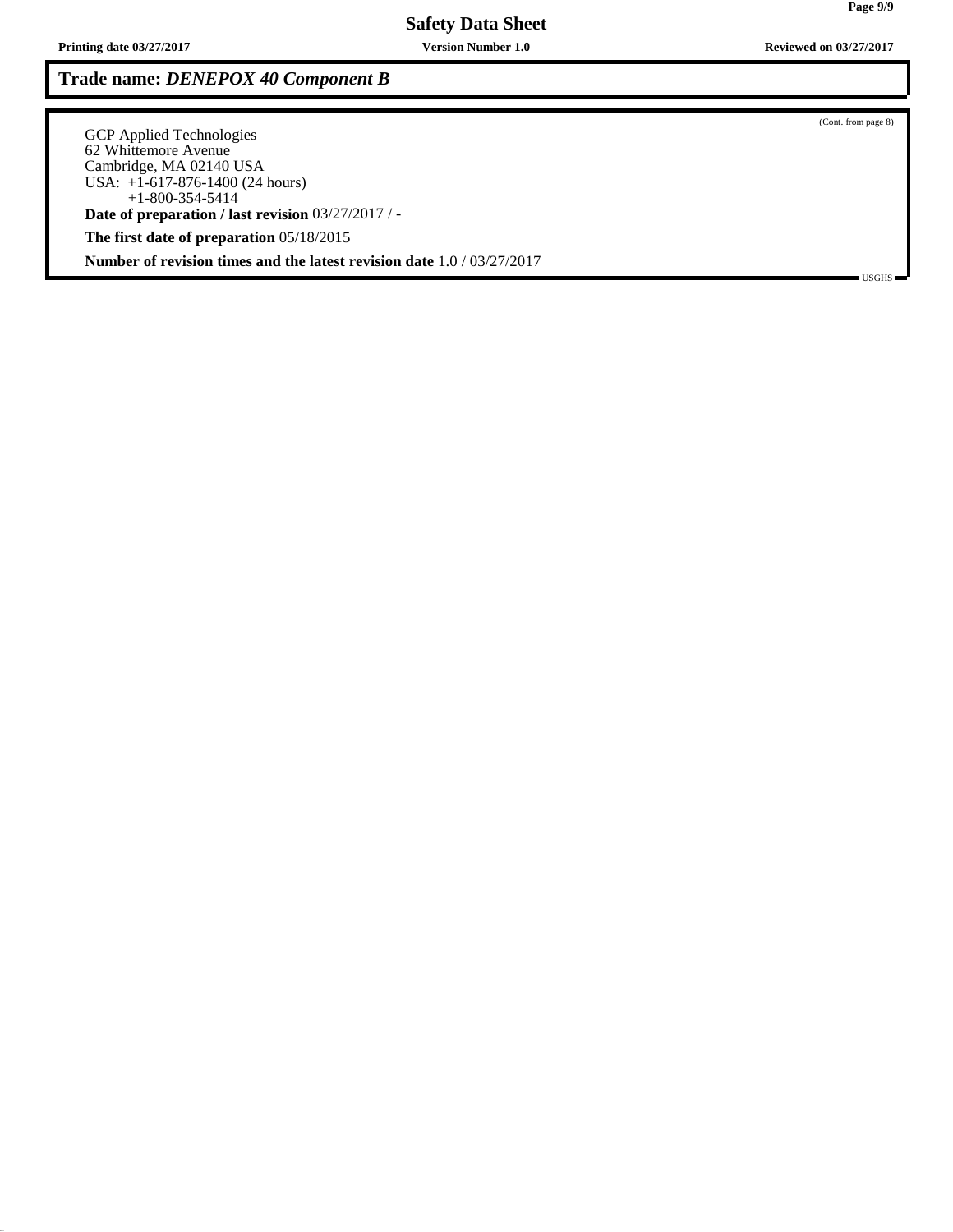**Trade name:** ***DENEPOX 40 Component B***

(Cont. from page 8)

GCP Applied Technologies
62 Whittemore Avenue
Cambridge, MA 02140 USA
USA: +1-617-876-1400 (24 hours)
+1-800-354-5414

**Date of preparation / last revision** 03/27/2017 / -

**The first date of preparation** 05/18/2015

**Number of revision times and the latest revision date** 1.0 / 03/27/2017

USGHS